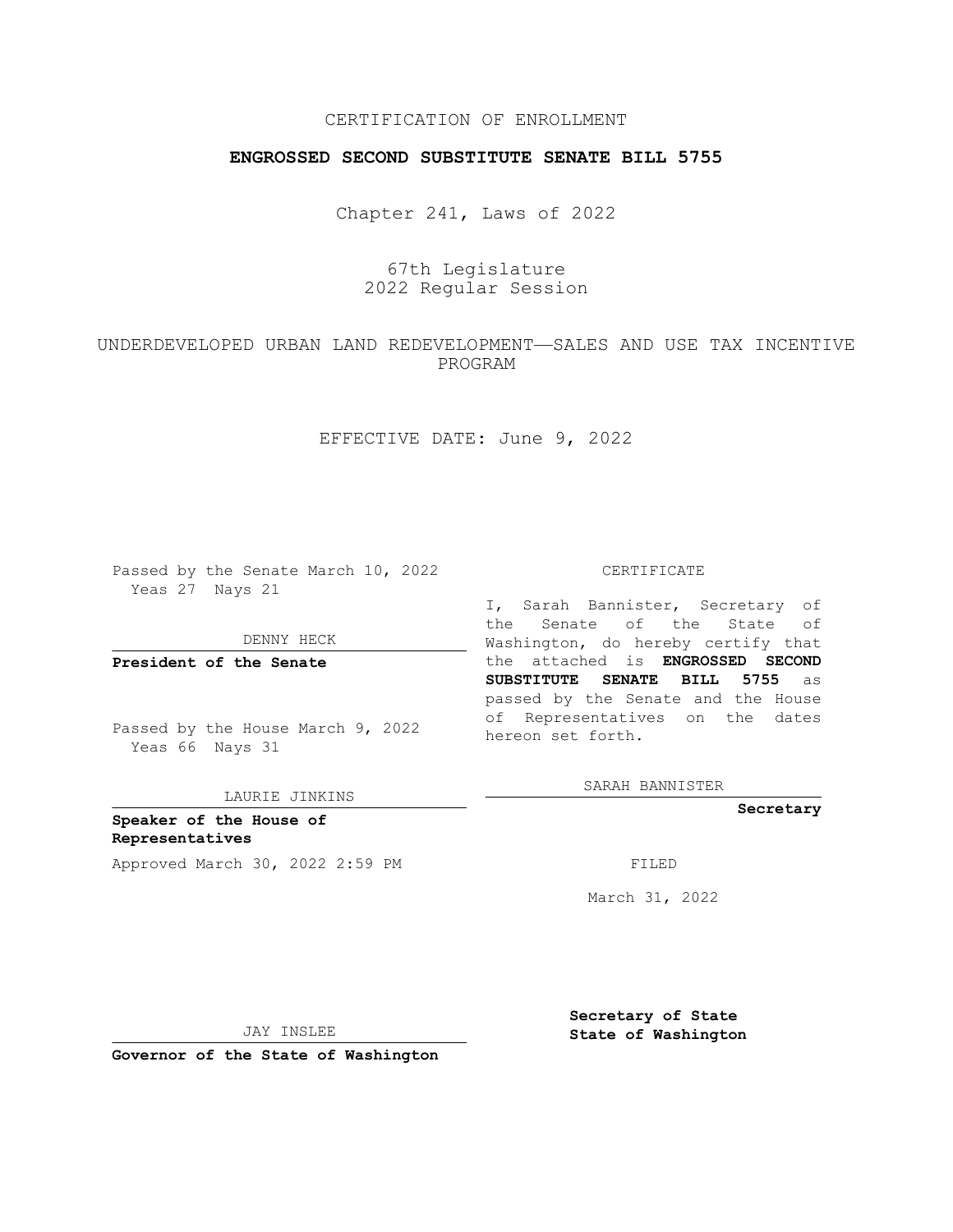CERTIFICATION OF ENROLLMENT

**ENGROSSED SECOND SUBSTITUTE SENATE BILL 5755**

Chapter 241, Laws of 2022

67th Legislature
2022 Regular Session

UNDERDEVELOPED URBAN LAND REDEVELOPMENT—SALES AND USE TAX INCENTIVE PROGRAM

EFFECTIVE DATE: June 9, 2022

Passed by the Senate March 10, 2022
Yeas 27 Nays 21

DENNY HECK

**President of the Senate**

Passed by the House March 9, 2022
Yeas 66 Nays 31

LAURIE JINKINS

**Speaker of the House of Representatives**

Approved March 30, 2022 2:59 PM

JAY INSLEE

**Governor of the State of Washington**

CERTIFICATE

I, Sarah Bannister, Secretary of the Senate of the State of Washington, do hereby certify that the attached is **ENGROSSED SECOND SUBSTITUTE SENATE BILL 5755** as passed by the Senate and the House of Representatives on the dates hereon set forth.

SARAH BANNISTER

**Secretary**

FILED

March 31, 2022

**Secretary of State**
**State of Washington**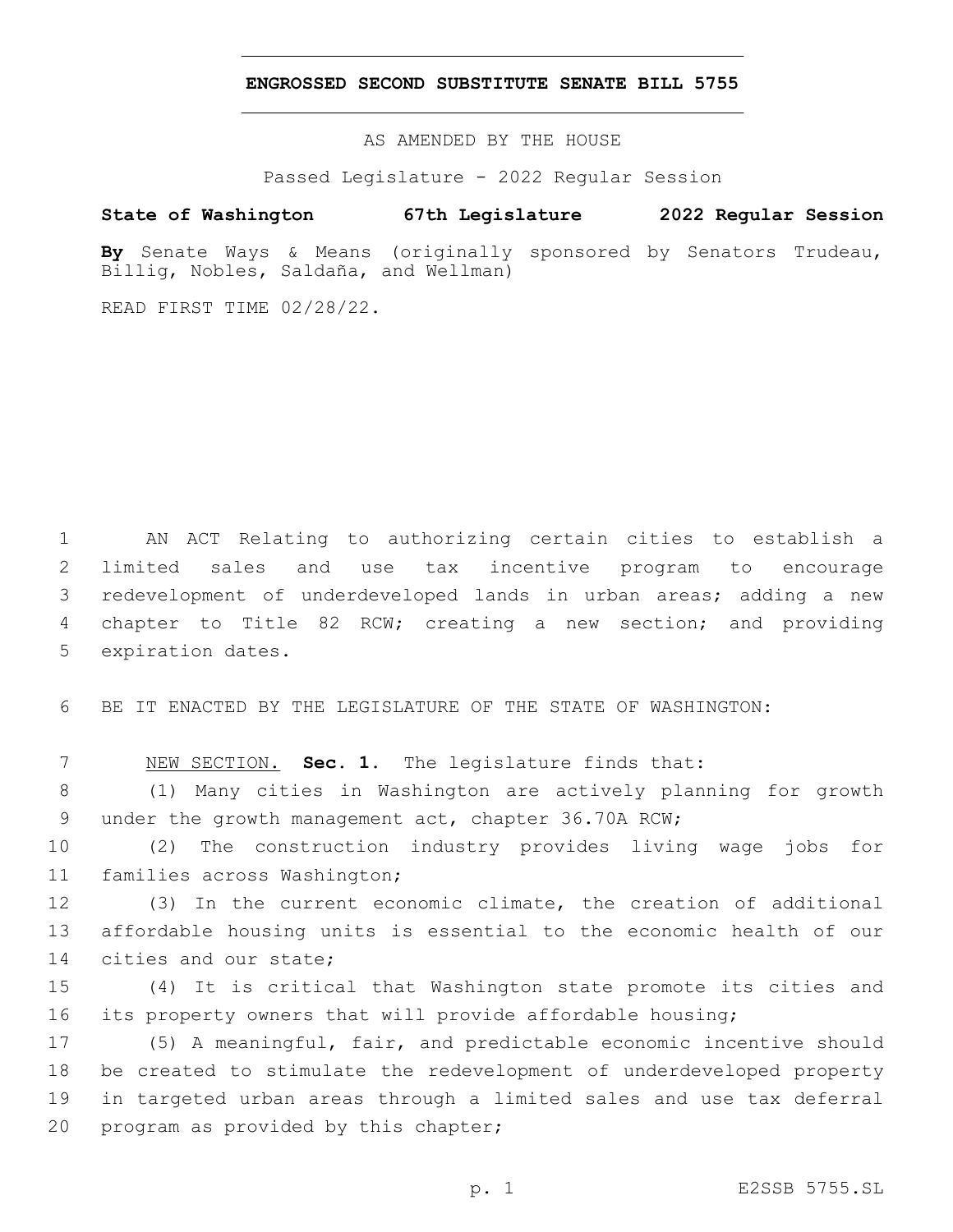# ENGROSSED SECOND SUBSTITUTE SENATE BILL 5755

AS AMENDED BY THE HOUSE

Passed Legislature - 2022 Regular Session

**State of Washington 67th Legislature 2022 Regular Session**

**By** Senate Ways & Means (originally sponsored by Senators Trudeau, Billig, Nobles, Saldaña, and Wellman)

READ FIRST TIME 02/28/22.

AN ACT Relating to authorizing certain cities to establish a limited sales and use tax incentive program to encourage redevelopment of underdeveloped lands in urban areas; adding a new chapter to Title 82 RCW; creating a new section; and providing expiration dates.

BE IT ENACTED BY THE LEGISLATURE OF THE STATE OF WASHINGTON:

NEW SECTION. **Sec. 1.** The legislature finds that:

(1) Many cities in Washington are actively planning for growth under the growth management act, chapter 36.70A RCW;

(2) The construction industry provides living wage jobs for families across Washington;

(3) In the current economic climate, the creation of additional affordable housing units is essential to the economic health of our cities and our state;

(4) It is critical that Washington state promote its cities and its property owners that will provide affordable housing;

(5) A meaningful, fair, and predictable economic incentive should be created to stimulate the redevelopment of underdeveloped property in targeted urban areas through a limited sales and use tax deferral program as provided by this chapter;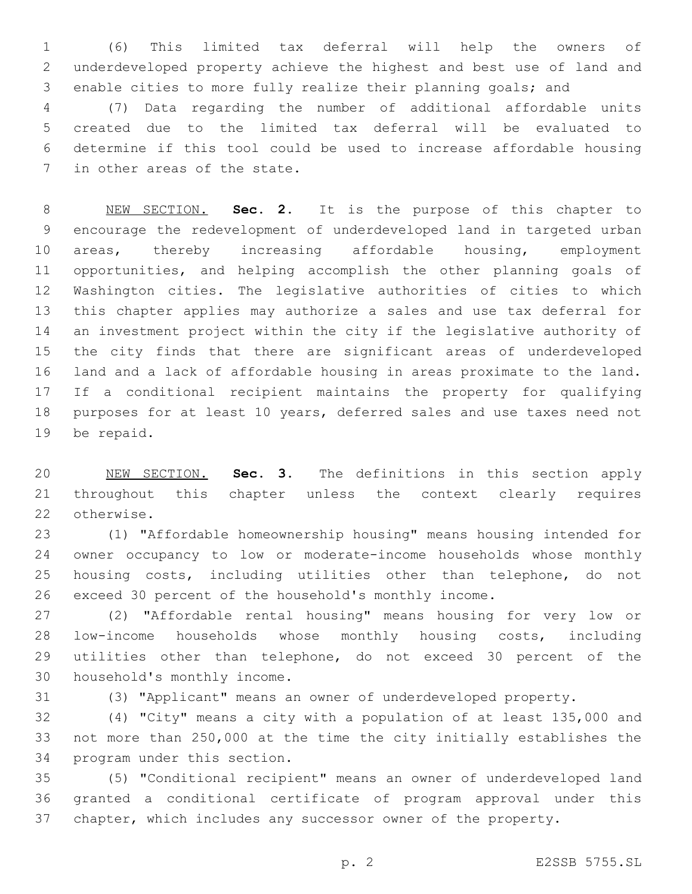(6) This limited tax deferral will help the owners of underdeveloped property achieve the highest and best use of land and enable cities to more fully realize their planning goals; and

(7) Data regarding the number of additional affordable units created due to the limited tax deferral will be evaluated to determine if this tool could be used to increase affordable housing in other areas of the state.

NEW SECTION. **Sec. 2.** It is the purpose of this chapter to encourage the redevelopment of underdeveloped land in targeted urban areas, thereby increasing affordable housing, employment opportunities, and helping accomplish the other planning goals of Washington cities. The legislative authorities of cities to which this chapter applies may authorize a sales and use tax deferral for an investment project within the city if the legislative authority of the city finds that there are significant areas of underdeveloped land and a lack of affordable housing in areas proximate to the land. If a conditional recipient maintains the property for qualifying purposes for at least 10 years, deferred sales and use taxes need not be repaid.

NEW SECTION. **Sec. 3.** The definitions in this section apply throughout this chapter unless the context clearly requires otherwise.

(1) "Affordable homeownership housing" means housing intended for owner occupancy to low or moderate-income households whose monthly housing costs, including utilities other than telephone, do not exceed 30 percent of the household's monthly income.

(2) "Affordable rental housing" means housing for very low or low-income households whose monthly housing costs, including utilities other than telephone, do not exceed 30 percent of the household's monthly income.

(3) "Applicant" means an owner of underdeveloped property.

(4) "City" means a city with a population of at least 135,000 and not more than 250,000 at the time the city initially establishes the program under this section.

(5) "Conditional recipient" means an owner of underdeveloped land granted a conditional certificate of program approval under this chapter, which includes any successor owner of the property.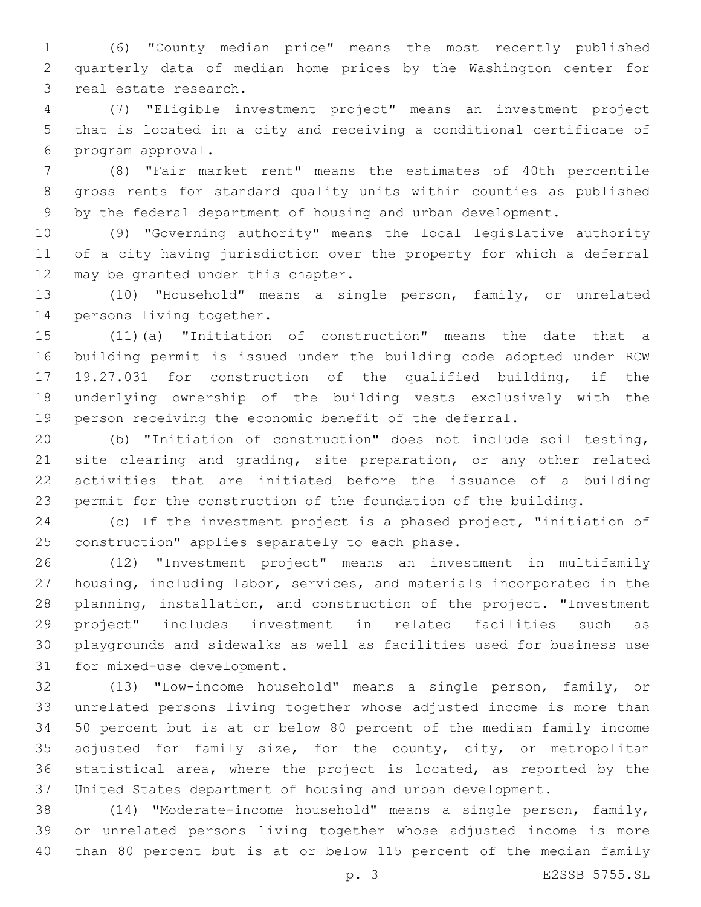(6) "County median price" means the most recently published quarterly data of median home prices by the Washington center for real estate research.

(7) "Eligible investment project" means an investment project that is located in a city and receiving a conditional certificate of program approval.

(8) "Fair market rent" means the estimates of 40th percentile gross rents for standard quality units within counties as published by the federal department of housing and urban development.

(9) "Governing authority" means the local legislative authority of a city having jurisdiction over the property for which a deferral may be granted under this chapter.

(10) "Household" means a single person, family, or unrelated persons living together.

(11)(a) "Initiation of construction" means the date that a building permit is issued under the building code adopted under RCW 19.27.031 for construction of the qualified building, if the underlying ownership of the building vests exclusively with the person receiving the economic benefit of the deferral.

(b) "Initiation of construction" does not include soil testing, site clearing and grading, site preparation, or any other related activities that are initiated before the issuance of a building permit for the construction of the foundation of the building.

(c) If the investment project is a phased project, "initiation of construction" applies separately to each phase.

(12) "Investment project" means an investment in multifamily housing, including labor, services, and materials incorporated in the planning, installation, and construction of the project. "Investment project" includes investment in related facilities such as playgrounds and sidewalks as well as facilities used for business use for mixed-use development.

(13) "Low-income household" means a single person, family, or unrelated persons living together whose adjusted income is more than 50 percent but is at or below 80 percent of the median family income adjusted for family size, for the county, city, or metropolitan statistical area, where the project is located, as reported by the United States department of housing and urban development.

(14) "Moderate-income household" means a single person, family, or unrelated persons living together whose adjusted income is more than 80 percent but is at or below 115 percent of the median family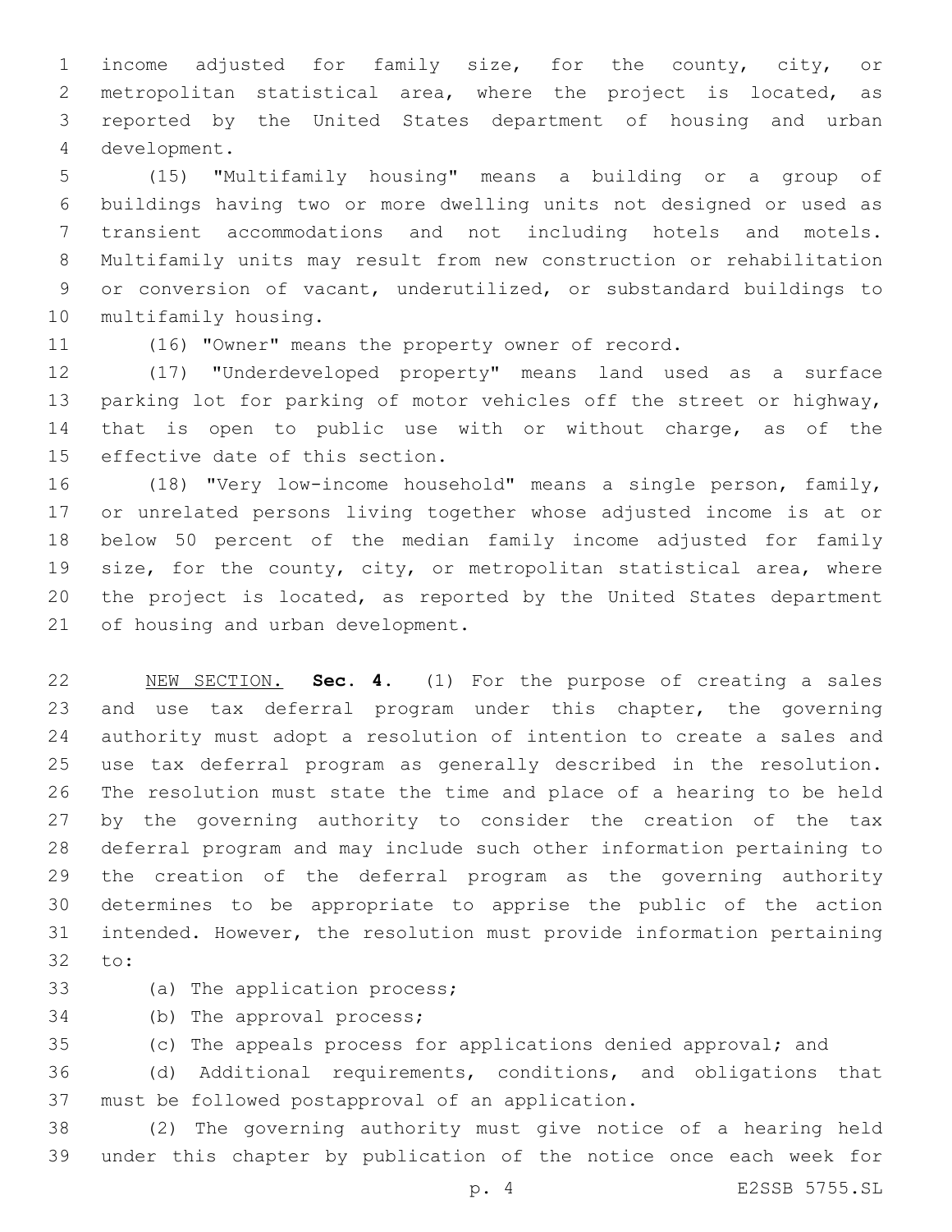income adjusted for family size, for the county, city, or metropolitan statistical area, where the project is located, as reported by the United States department of housing and urban development.

(15) "Multifamily housing" means a building or a group of buildings having two or more dwelling units not designed or used as transient accommodations and not including hotels and motels. Multifamily units may result from new construction or rehabilitation or conversion of vacant, underutilized, or substandard buildings to multifamily housing.

(16) "Owner" means the property owner of record.

(17) "Underdeveloped property" means land used as a surface parking lot for parking of motor vehicles off the street or highway, that is open to public use with or without charge, as of the effective date of this section.

(18) "Very low-income household" means a single person, family, or unrelated persons living together whose adjusted income is at or below 50 percent of the median family income adjusted for family size, for the county, city, or metropolitan statistical area, where the project is located, as reported by the United States department of housing and urban development.

NEW SECTION. **Sec. 4.** (1) For the purpose of creating a sales and use tax deferral program under this chapter, the governing authority must adopt a resolution of intention to create a sales and use tax deferral program as generally described in the resolution. The resolution must state the time and place of a hearing to be held by the governing authority to consider the creation of the tax deferral program and may include such other information pertaining to the creation of the deferral program as the governing authority determines to be appropriate to apprise the public of the action intended. However, the resolution must provide information pertaining to:

(a) The application process;

(b) The approval process;

(c) The appeals process for applications denied approval; and

(d) Additional requirements, conditions, and obligations that must be followed postapproval of an application.

(2) The governing authority must give notice of a hearing held under this chapter by publication of the notice once each week for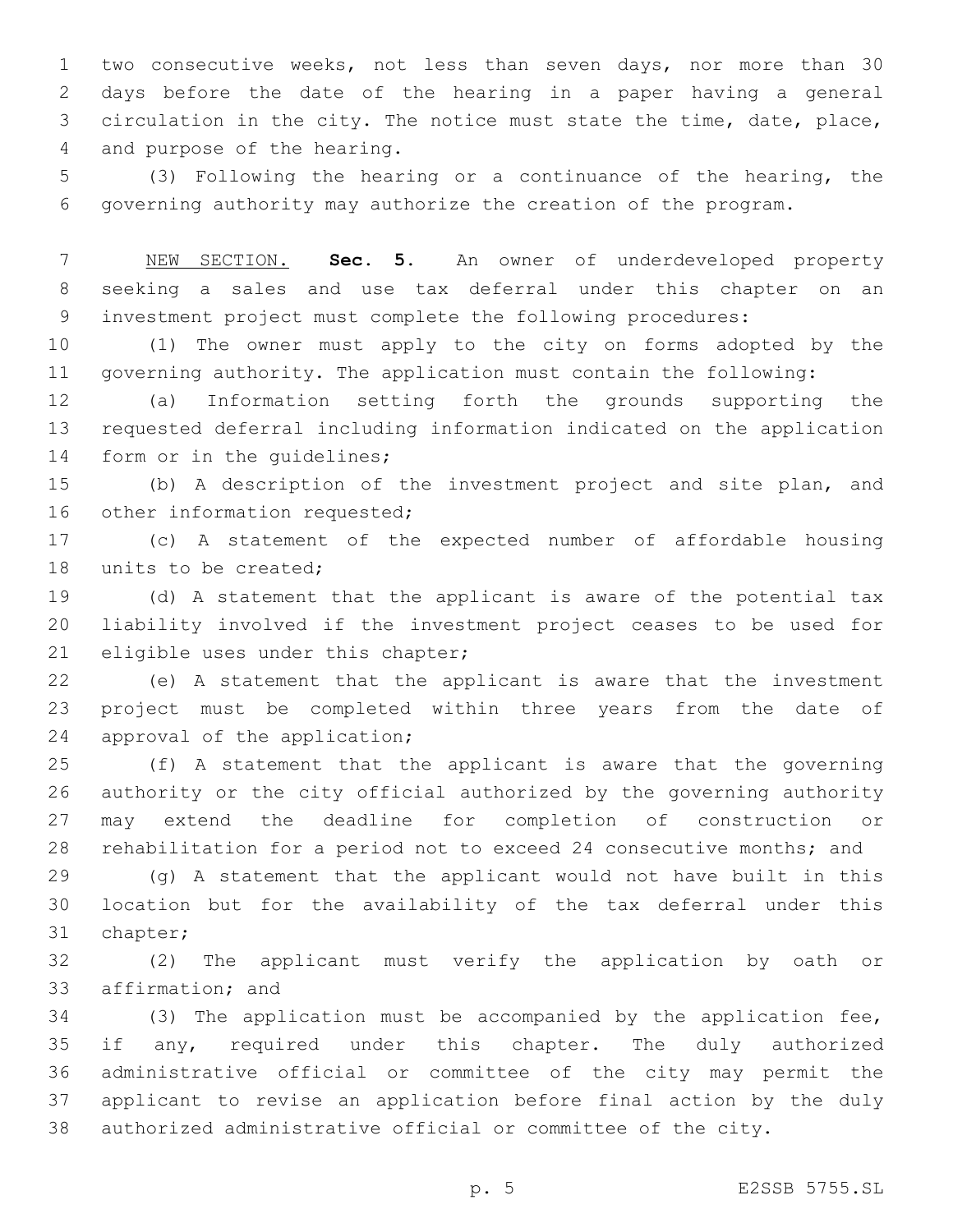two consecutive weeks, not less than seven days, nor more than 30 days before the date of the hearing in a paper having a general circulation in the city. The notice must state the time, date, place, and purpose of the hearing.

(3) Following the hearing or a continuance of the hearing, the governing authority may authorize the creation of the program.

NEW SECTION. **Sec. 5.** An owner of underdeveloped property seeking a sales and use tax deferral under this chapter on an investment project must complete the following procedures:

(1) The owner must apply to the city on forms adopted by the governing authority. The application must contain the following:

(a) Information setting forth the grounds supporting the requested deferral including information indicated on the application form or in the guidelines;

(b) A description of the investment project and site plan, and other information requested;

(c) A statement of the expected number of affordable housing units to be created;

(d) A statement that the applicant is aware of the potential tax liability involved if the investment project ceases to be used for eligible uses under this chapter;

(e) A statement that the applicant is aware that the investment project must be completed within three years from the date of approval of the application;

(f) A statement that the applicant is aware that the governing authority or the city official authorized by the governing authority may extend the deadline for completion of construction or rehabilitation for a period not to exceed 24 consecutive months; and

(g) A statement that the applicant would not have built in this location but for the availability of the tax deferral under this chapter;

(2) The applicant must verify the application by oath or affirmation; and

(3) The application must be accompanied by the application fee, if any, required under this chapter. The duly authorized administrative official or committee of the city may permit the applicant to revise an application before final action by the duly authorized administrative official or committee of the city.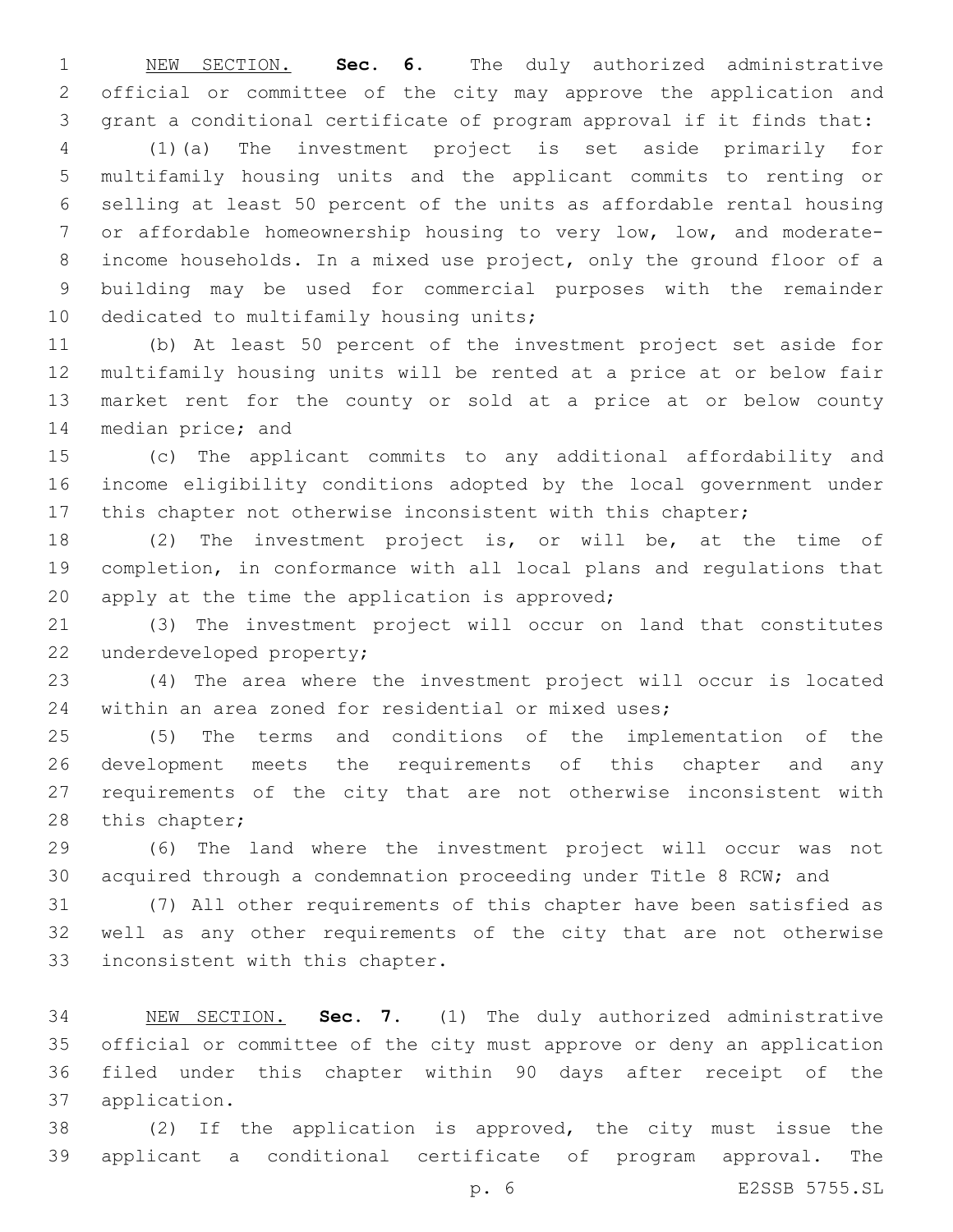NEW SECTION. **Sec. 6.** The duly authorized administrative official or committee of the city may approve the application and grant a conditional certificate of program approval if it finds that:

(1)(a) The investment project is set aside primarily for multifamily housing units and the applicant commits to renting or selling at least 50 percent of the units as affordable rental housing or affordable homeownership housing to very low, low, and moderate-income households. In a mixed use project, only the ground floor of a building may be used for commercial purposes with the remainder dedicated to multifamily housing units;

(b) At least 50 percent of the investment project set aside for multifamily housing units will be rented at a price at or below fair market rent for the county or sold at a price at or below county median price; and

(c) The applicant commits to any additional affordability and income eligibility conditions adopted by the local government under this chapter not otherwise inconsistent with this chapter;

(2) The investment project is, or will be, at the time of completion, in conformance with all local plans and regulations that apply at the time the application is approved;

(3) The investment project will occur on land that constitutes underdeveloped property;

(4) The area where the investment project will occur is located within an area zoned for residential or mixed uses;

(5) The terms and conditions of the implementation of the development meets the requirements of this chapter and any requirements of the city that are not otherwise inconsistent with this chapter;

(6) The land where the investment project will occur was not acquired through a condemnation proceeding under Title 8 RCW; and

(7) All other requirements of this chapter have been satisfied as well as any other requirements of the city that are not otherwise inconsistent with this chapter.

NEW SECTION. **Sec. 7.** (1) The duly authorized administrative official or committee of the city must approve or deny an application filed under this chapter within 90 days after receipt of the application.

(2) If the application is approved, the city must issue the applicant a conditional certificate of program approval. The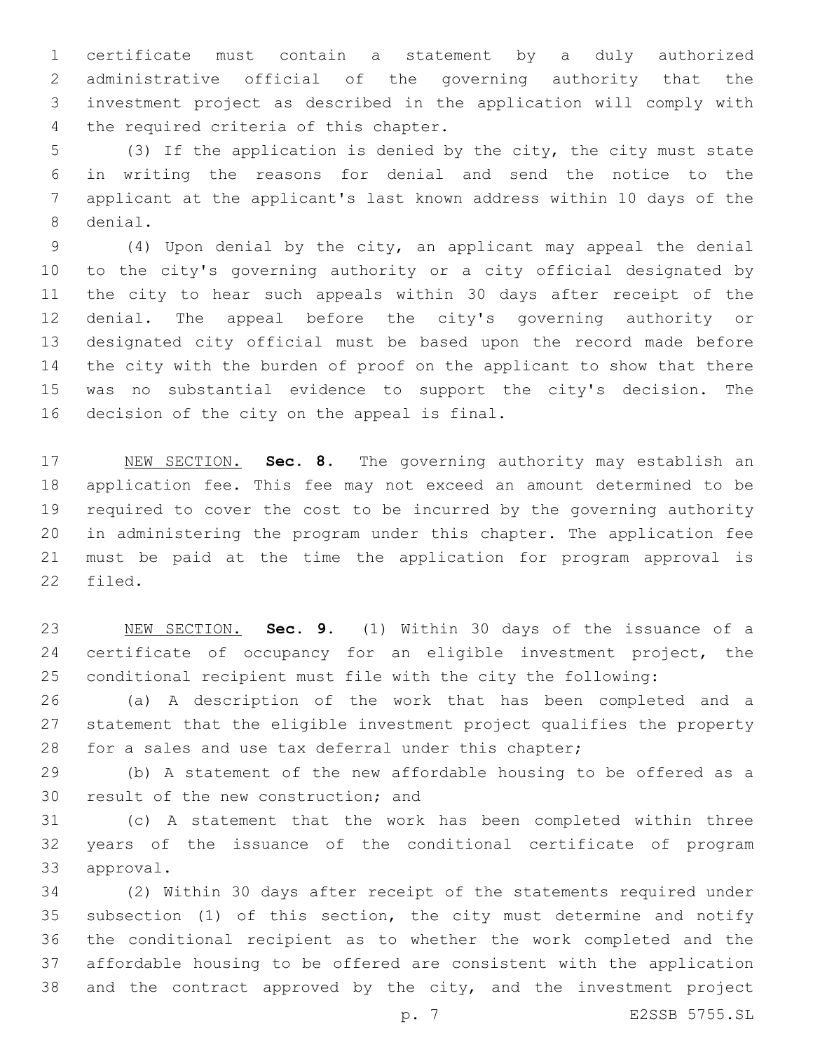certificate must contain a statement by a duly authorized administrative official of the governing authority that the investment project as described in the application will comply with the required criteria of this chapter.

(3) If the application is denied by the city, the city must state in writing the reasons for denial and send the notice to the applicant at the applicant's last known address within 10 days of the denial.

(4) Upon denial by the city, an applicant may appeal the denial to the city's governing authority or a city official designated by the city to hear such appeals within 30 days after receipt of the denial. The appeal before the city's governing authority or designated city official must be based upon the record made before the city with the burden of proof on the applicant to show that there was no substantial evidence to support the city's decision. The decision of the city on the appeal is final.

NEW SECTION. **Sec. 8.** The governing authority may establish an application fee. This fee may not exceed an amount determined to be required to cover the cost to be incurred by the governing authority in administering the program under this chapter. The application fee must be paid at the time the application for program approval is filed.

NEW SECTION. **Sec. 9.** (1) Within 30 days of the issuance of a certificate of occupancy for an eligible investment project, the conditional recipient must file with the city the following:

(a) A description of the work that has been completed and a statement that the eligible investment project qualifies the property for a sales and use tax deferral under this chapter;

(b) A statement of the new affordable housing to be offered as a result of the new construction; and

(c) A statement that the work has been completed within three years of the issuance of the conditional certificate of program approval.

(2) Within 30 days after receipt of the statements required under subsection (1) of this section, the city must determine and notify the conditional recipient as to whether the work completed and the affordable housing to be offered are consistent with the application and the contract approved by the city, and the investment project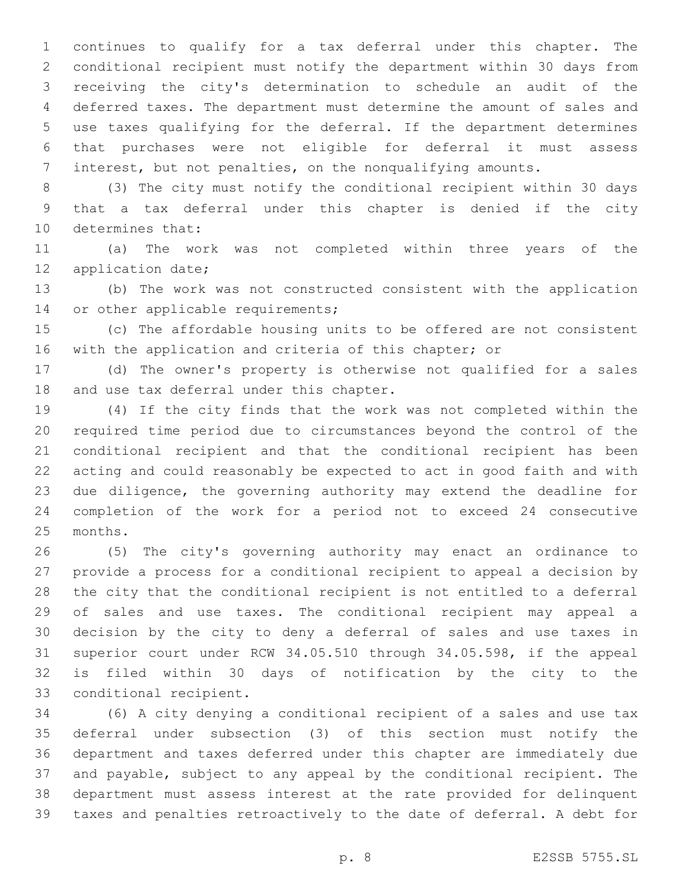continues to qualify for a tax deferral under this chapter. The conditional recipient must notify the department within 30 days from receiving the city's determination to schedule an audit of the deferred taxes. The department must determine the amount of sales and use taxes qualifying for the deferral. If the department determines that purchases were not eligible for deferral it must assess interest, but not penalties, on the nonqualifying amounts.

(3) The city must notify the conditional recipient within 30 days that a tax deferral under this chapter is denied if the city determines that:

(a) The work was not completed within three years of the application date;

(b) The work was not constructed consistent with the application or other applicable requirements;

(c) The affordable housing units to be offered are not consistent with the application and criteria of this chapter; or

(d) The owner's property is otherwise not qualified for a sales and use tax deferral under this chapter.

(4) If the city finds that the work was not completed within the required time period due to circumstances beyond the control of the conditional recipient and that the conditional recipient has been acting and could reasonably be expected to act in good faith and with due diligence, the governing authority may extend the deadline for completion of the work for a period not to exceed 24 consecutive months.

(5) The city's governing authority may enact an ordinance to provide a process for a conditional recipient to appeal a decision by the city that the conditional recipient is not entitled to a deferral of sales and use taxes. The conditional recipient may appeal a decision by the city to deny a deferral of sales and use taxes in superior court under RCW 34.05.510 through 34.05.598, if the appeal is filed within 30 days of notification by the city to the conditional recipient.

(6) A city denying a conditional recipient of a sales and use tax deferral under subsection (3) of this section must notify the department and taxes deferred under this chapter are immediately due and payable, subject to any appeal by the conditional recipient. The department must assess interest at the rate provided for delinquent taxes and penalties retroactively to the date of deferral. A debt for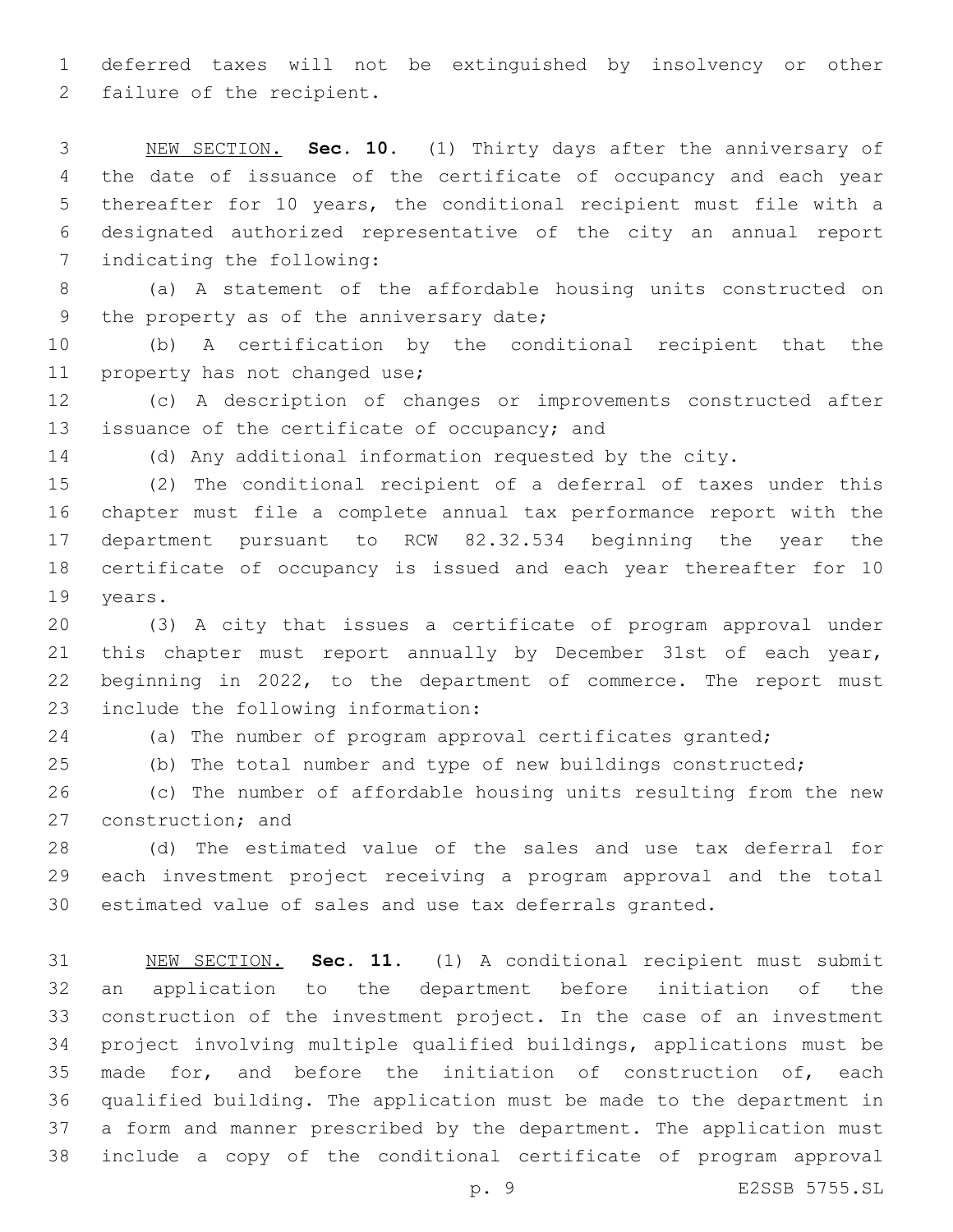deferred taxes will not be extinguished by insolvency or other failure of the recipient.

NEW SECTION. **Sec. 10.** (1) Thirty days after the anniversary of the date of issuance of the certificate of occupancy and each year thereafter for 10 years, the conditional recipient must file with a designated authorized representative of the city an annual report indicating the following:

(a) A statement of the affordable housing units constructed on the property as of the anniversary date;

(b) A certification by the conditional recipient that the property has not changed use;

(c) A description of changes or improvements constructed after issuance of the certificate of occupancy; and

(d) Any additional information requested by the city.

(2) The conditional recipient of a deferral of taxes under this chapter must file a complete annual tax performance report with the department pursuant to RCW 82.32.534 beginning the year the certificate of occupancy is issued and each year thereafter for 10 years.

(3) A city that issues a certificate of program approval under this chapter must report annually by December 31st of each year, beginning in 2022, to the department of commerce. The report must include the following information:

(a) The number of program approval certificates granted;

(b) The total number and type of new buildings constructed;

(c) The number of affordable housing units resulting from the new construction; and

(d) The estimated value of the sales and use tax deferral for each investment project receiving a program approval and the total estimated value of sales and use tax deferrals granted.

NEW SECTION. **Sec. 11.** (1) A conditional recipient must submit an application to the department before initiation of the construction of the investment project. In the case of an investment project involving multiple qualified buildings, applications must be made for, and before the initiation of construction of, each qualified building. The application must be made to the department in a form and manner prescribed by the department. The application must include a copy of the conditional certificate of program approval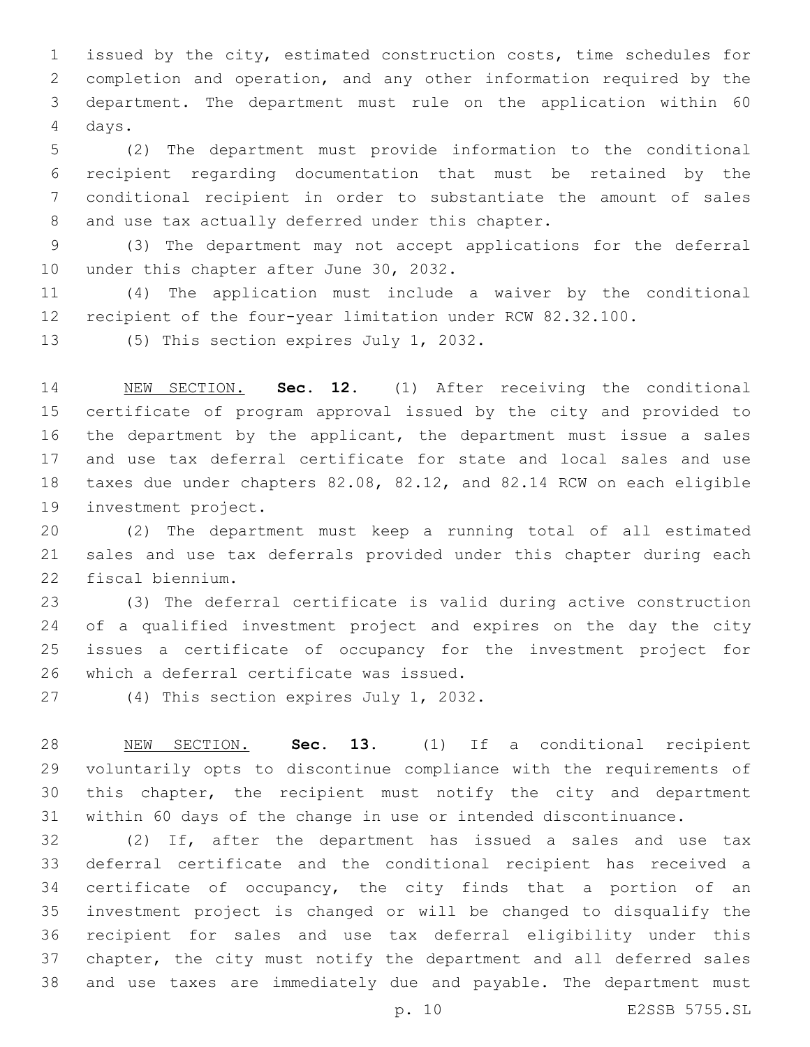issued by the city, estimated construction costs, time schedules for completion and operation, and any other information required by the department. The department must rule on the application within 60 days.

(2) The department must provide information to the conditional recipient regarding documentation that must be retained by the conditional recipient in order to substantiate the amount of sales and use tax actually deferred under this chapter.

(3) The department may not accept applications for the deferral under this chapter after June 30, 2032.

(4) The application must include a waiver by the conditional recipient of the four-year limitation under RCW 82.32.100.

(5) This section expires July 1, 2032.

NEW SECTION. **Sec. 12.** (1) After receiving the conditional certificate of program approval issued by the city and provided to the department by the applicant, the department must issue a sales and use tax deferral certificate for state and local sales and use taxes due under chapters 82.08, 82.12, and 82.14 RCW on each eligible investment project.

(2) The department must keep a running total of all estimated sales and use tax deferrals provided under this chapter during each fiscal biennium.

(3) The deferral certificate is valid during active construction of a qualified investment project and expires on the day the city issues a certificate of occupancy for the investment project for which a deferral certificate was issued.

(4) This section expires July 1, 2032.

NEW SECTION. **Sec. 13.** (1) If a conditional recipient voluntarily opts to discontinue compliance with the requirements of this chapter, the recipient must notify the city and department within 60 days of the change in use or intended discontinuance.

(2) If, after the department has issued a sales and use tax deferral certificate and the conditional recipient has received a certificate of occupancy, the city finds that a portion of an investment project is changed or will be changed to disqualify the recipient for sales and use tax deferral eligibility under this chapter, the city must notify the department and all deferred sales and use taxes are immediately due and payable. The department must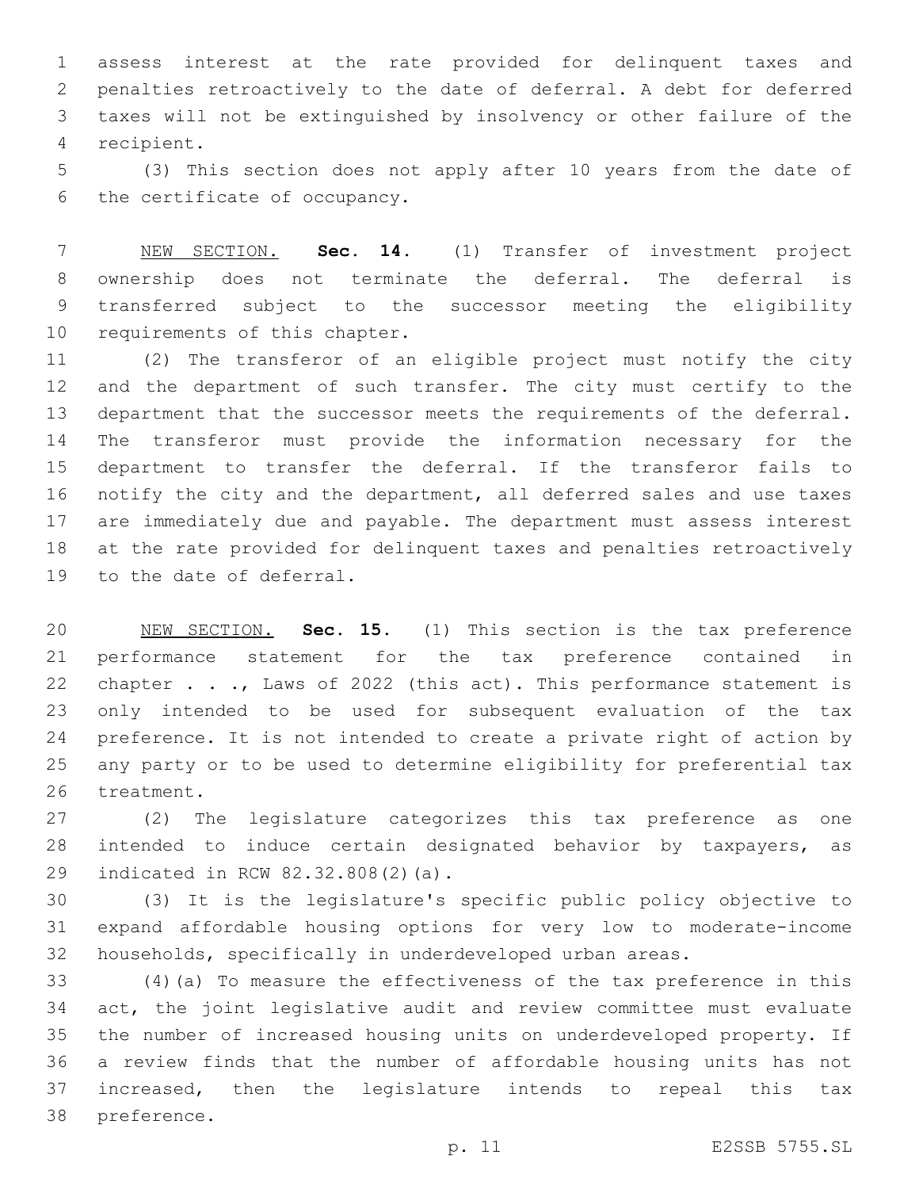assess interest at the rate provided for delinquent taxes and penalties retroactively to the date of deferral. A debt for deferred taxes will not be extinguished by insolvency or other failure of the recipient.

(3) This section does not apply after 10 years from the date of the certificate of occupancy.

NEW SECTION. **Sec. 14.** (1) Transfer of investment project ownership does not terminate the deferral. The deferral is transferred subject to the successor meeting the eligibility requirements of this chapter.

(2) The transferor of an eligible project must notify the city and the department of such transfer. The city must certify to the department that the successor meets the requirements of the deferral. The transferor must provide the information necessary for the department to transfer the deferral. If the transferor fails to notify the city and the department, all deferred sales and use taxes are immediately due and payable. The department must assess interest at the rate provided for delinquent taxes and penalties retroactively to the date of deferral.

NEW SECTION. **Sec. 15.** (1) This section is the tax preference performance statement for the tax preference contained in chapter . . ., Laws of 2022 (this act). This performance statement is only intended to be used for subsequent evaluation of the tax preference. It is not intended to create a private right of action by any party or to be used to determine eligibility for preferential tax treatment.

(2) The legislature categorizes this tax preference as one intended to induce certain designated behavior by taxpayers, as indicated in RCW 82.32.808(2)(a).

(3) It is the legislature's specific public policy objective to expand affordable housing options for very low to moderate-income households, specifically in underdeveloped urban areas.

(4)(a) To measure the effectiveness of the tax preference in this act, the joint legislative audit and review committee must evaluate the number of increased housing units on underdeveloped property. If a review finds that the number of affordable housing units has not increased, then the legislature intends to repeal this tax preference.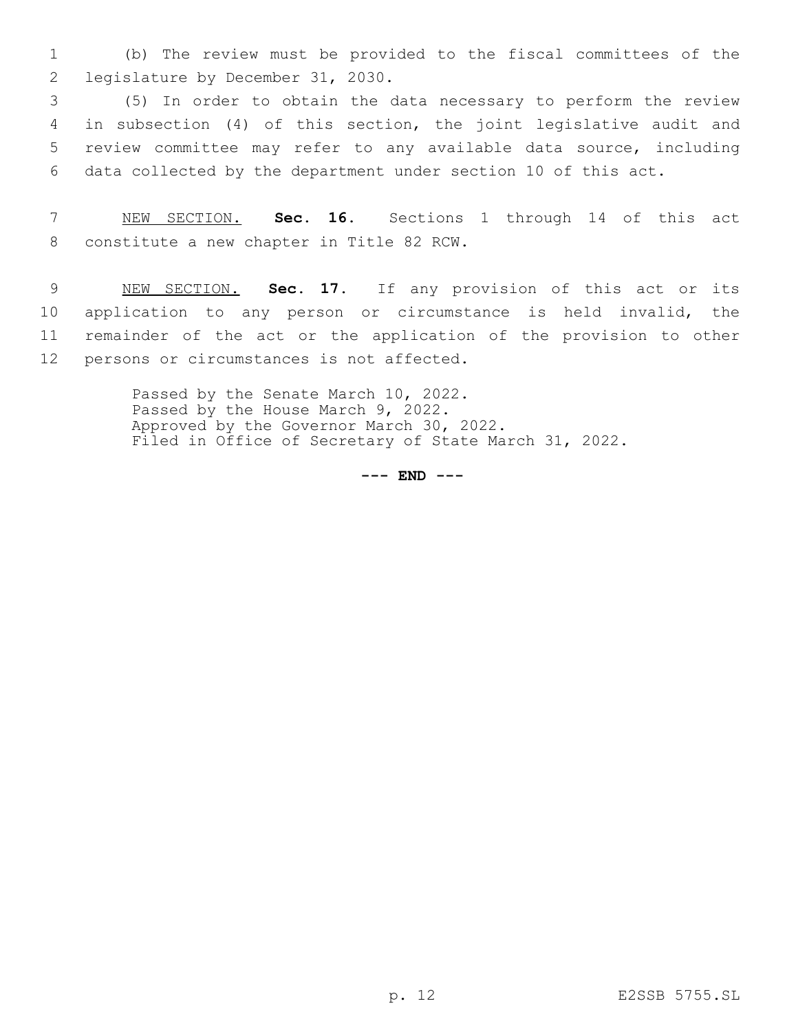(b) The review must be provided to the fiscal committees of the legislature by December 31, 2030.

(5) In order to obtain the data necessary to perform the review in subsection (4) of this section, the joint legislative audit and review committee may refer to any available data source, including data collected by the department under section 10 of this act.

NEW SECTION. **Sec. 16.** Sections 1 through 14 of this act constitute a new chapter in Title 82 RCW.

NEW SECTION. **Sec. 17.** If any provision of this act or its application to any person or circumstance is held invalid, the remainder of the act or the application of the provision to other persons or circumstances is not affected.

Passed by the Senate March 10, 2022.
Passed by the House March 9, 2022.
Approved by the Governor March 30, 2022.
Filed in Office of Secretary of State March 31, 2022.

**--- END ---**